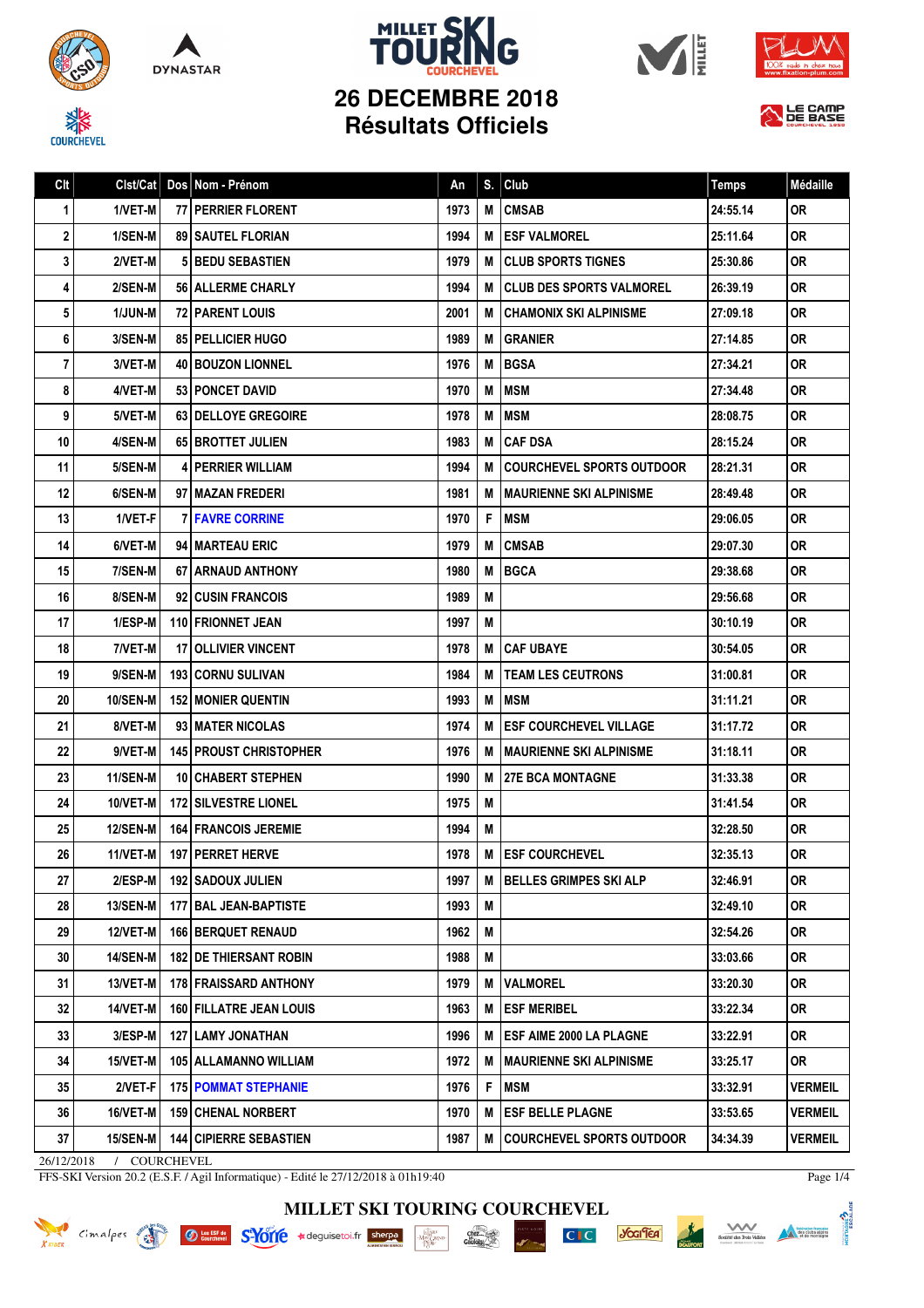# MILLET SKI TOURING COURCHEVEL

## 26 DECEMBRE 2018
## Résultats Officiels

| Clt | Clst/Cat | Dos | Nom - Prénom | An | S. | Club | Temps | Médaille |
|---|---|---|---|---|---|---|---|---|
| 1 | 1/VET-M | 77 | PERRIER FLORENT | 1973 | M | CMSAB | 24:55.14 | OR |
| 2 | 1/SEN-M | 89 | SAUTEL FLORIAN | 1994 | M | ESF VALMOREL | 25:11.64 | OR |
| 3 | 2/VET-M | 5 | BEDU SEBASTIEN | 1979 | M | CLUB SPORTS TIGNES | 25:30.86 | OR |
| 4 | 2/SEN-M | 56 | ALLERME CHARLY | 1994 | M | CLUB DES SPORTS VALMOREL | 26:39.19 | OR |
| 5 | 1/JUN-M | 72 | PARENT LOUIS | 2001 | M | CHAMONIX SKI ALPINISME | 27:09.18 | OR |
| 6 | 3/SEN-M | 85 | PELLICIER HUGO | 1989 | M | GRANIER | 27:14.85 | OR |
| 7 | 3/VET-M | 40 | BOUZON LIONNEL | 1976 | M | BGSA | 27:34.21 | OR |
| 8 | 4/VET-M | 53 | PONCET DAVID | 1970 | M | MSM | 27:34.48 | OR |
| 9 | 5/VET-M | 63 | DELLOYE GREGOIRE | 1978 | M | MSM | 28:08.75 | OR |
| 10 | 4/SEN-M | 65 | BROTTET JULIEN | 1983 | M | CAF DSA | 28:15.24 | OR |
| 11 | 5/SEN-M | 4 | PERRIER WILLIAM | 1994 | M | COURCHEVEL SPORTS OUTDOOR | 28:21.31 | OR |
| 12 | 6/SEN-M | 97 | MAZAN FREDERI | 1981 | M | MAURIENNE SKI ALPINISME | 28:49.48 | OR |
| 13 | 1/VET-F | 7 | FAVRE CORRINE | 1970 | F | MSM | 29:06.05 | OR |
| 14 | 6/VET-M | 94 | MARTEAU ERIC | 1979 | M | CMSAB | 29:07.30 | OR |
| 15 | 7/SEN-M | 67 | ARNAUD ANTHONY | 1980 | M | BGCA | 29:38.68 | OR |
| 16 | 8/SEN-M | 92 | CUSIN FRANCOIS | 1989 | M | | 29:56.68 | OR |
| 17 | 1/ESP-M | 110 | FRIONNET JEAN | 1997 | M | | 30:10.19 | OR |
| 18 | 7/VET-M | 17 | OLLIVIER VINCENT | 1978 | M | CAF UBAYE | 30:54.05 | OR |
| 19 | 9/SEN-M | 193 | CORNU SULIVAN | 1984 | M | TEAM LES CEUTRONS | 31:00.81 | OR |
| 20 | 10/SEN-M | 152 | MONIER QUENTIN | 1993 | M | MSM | 31:11.21 | OR |
| 21 | 8/VET-M | 93 | MATER NICOLAS | 1974 | M | ESF COURCHEVEL VILLAGE | 31:17.72 | OR |
| 22 | 9/VET-M | 145 | PROUST CHRISTOPHER | 1976 | M | MAURIENNE SKI ALPINISME | 31:18.11 | OR |
| 23 | 11/SEN-M | 10 | CHABERT STEPHEN | 1990 | M | 27E BCA MONTAGNE | 31:33.38 | OR |
| 24 | 10/VET-M | 172 | SILVESTRE LIONEL | 1975 | M | | 31:41.54 | OR |
| 25 | 12/SEN-M | 164 | FRANCOIS JEREMIE | 1994 | M | | 32:28.50 | OR |
| 26 | 11/VET-M | 197 | PERRET HERVE | 1978 | M | ESF COURCHEVEL | 32:35.13 | OR |
| 27 | 2/ESP-M | 192 | SADOUX JULIEN | 1997 | M | BELLES GRIMPES SKI ALP | 32:46.91 | OR |
| 28 | 13/SEN-M | 177 | BAL JEAN-BAPTISTE | 1993 | M | | 32:49.10 | OR |
| 29 | 12/VET-M | 166 | BERQUET RENAUD | 1962 | M | | 32:54.26 | OR |
| 30 | 14/SEN-M | 182 | DE THIERSANT ROBIN | 1988 | M | | 33:03.66 | OR |
| 31 | 13/VET-M | 178 | FRAISSARD ANTHONY | 1979 | M | VALMOREL | 33:20.30 | OR |
| 32 | 14/VET-M | 160 | FILLATRE JEAN LOUIS | 1963 | M | ESF MERIBEL | 33:22.34 | OR |
| 33 | 3/ESP-M | 127 | LAMY JONATHAN | 1996 | M | ESF AIME 2000 LA PLAGNE | 33:22.91 | OR |
| 34 | 15/VET-M | 105 | ALLAMANNO WILLIAM | 1972 | M | MAURIENNE SKI ALPINISME | 33:25.17 | OR |
| 35 | 2/VET-F | 175 | POMMAT STEPHANIE | 1976 | F | MSM | 33:32.91 | VERMEIL |
| 36 | 16/VET-M | 159 | CHENAL NORBERT | 1970 | M | ESF BELLE PLAGNE | 33:53.65 | VERMEIL |
| 37 | 15/SEN-M | 144 | CIPIERRE SEBASTIEN | 1987 | M | COURCHEVEL SPORTS OUTDOOR | 34:34.39 | VERMEIL |

26/12/2018 / COURCHEVEL

FFS-SKI Version 20.2 (E.S.F. / Agil Informatique) - Edité le 27/12/2018 à 01h19:40

MILLET SKI TOURING COURCHEVEL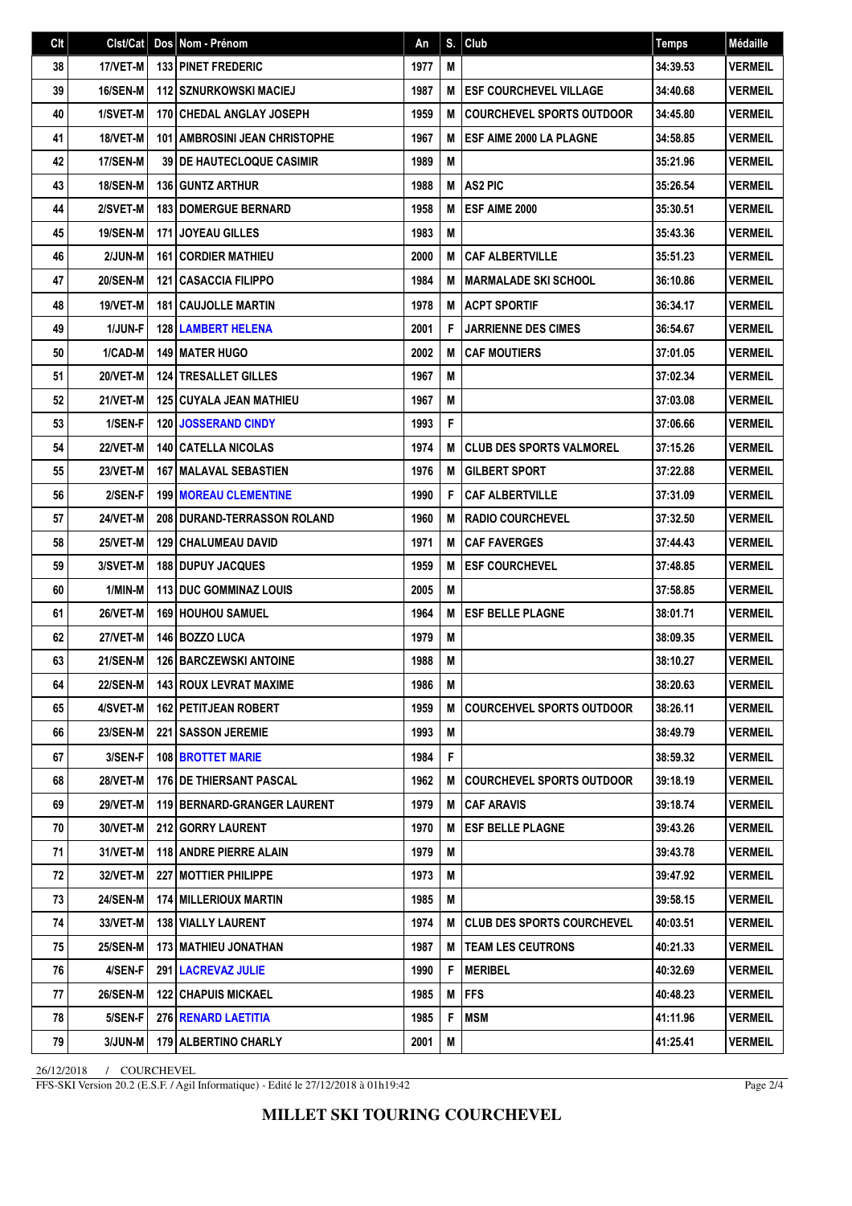| Clt | Clst/Cat | Dos | Nom - Prénom | An | S. | Club | Temps | Médaille |
|---|---|---|---|---|---|---|---|---|
| 38 | 17/VET-M | 133 | PINET FREDERIC | 1977 | M | | 34:39.53 | VERMEIL |
| 39 | 16/SEN-M | 112 | SZNURKOWSKI MACIEJ | 1987 | M | ESF COURCHEVEL VILLAGE | 34:40.68 | VERMEIL |
| 40 | 1/SVET-M | 170 | CHEDAL ANGLAY JOSEPH | 1959 | M | COURCHEVEL SPORTS OUTDOOR | 34:45.80 | VERMEIL |
| 41 | 18/VET-M | 101 | AMBROSINI JEAN CHRISTOPHE | 1967 | M | ESF AIME 2000 LA PLAGNE | 34:58.85 | VERMEIL |
| 42 | 17/SEN-M | 39 | DE HAUTECLOQUE CASIMIR | 1989 | M | | 35:21.96 | VERMEIL |
| 43 | 18/SEN-M | 136 | GUNTZ ARTHUR | 1988 | M | AS2 PIC | 35:26.54 | VERMEIL |
| 44 | 2/SVET-M | 183 | DOMERGUE BERNARD | 1958 | M | ESF AIME 2000 | 35:30.51 | VERMEIL |
| 45 | 19/SEN-M | 171 | JOYEAU GILLES | 1983 | M | | 35:43.36 | VERMEIL |
| 46 | 2/JUN-M | 161 | CORDIER MATHIEU | 2000 | M | CAF ALBERTVILLE | 35:51.23 | VERMEIL |
| 47 | 20/SEN-M | 121 | CASACCIA FILIPPO | 1984 | M | MARMALADE SKI SCHOOL | 36:10.86 | VERMEIL |
| 48 | 19/VET-M | 181 | CAUJOLLE MARTIN | 1978 | M | ACPT SPORTIF | 36:34.17 | VERMEIL |
| 49 | 1/JUN-F | 128 | LAMBERT HELENA | 2001 | F | JARRIENNE DES CIMES | 36:54.67 | VERMEIL |
| 50 | 1/CAD-M | 149 | MATER HUGO | 2002 | M | CAF MOUTIERS | 37:01.05 | VERMEIL |
| 51 | 20/VET-M | 124 | TRESALLET GILLES | 1967 | M | | 37:02.34 | VERMEIL |
| 52 | 21/VET-M | 125 | CUYALA JEAN MATHIEU | 1967 | M | | 37:03.08 | VERMEIL |
| 53 | 1/SEN-F | 120 | JOSSERAND CINDY | 1993 | F | | 37:06.66 | VERMEIL |
| 54 | 22/VET-M | 140 | CATELLA NICOLAS | 1974 | M | CLUB DES SPORTS VALMOREL | 37:15.26 | VERMEIL |
| 55 | 23/VET-M | 167 | MALAVAL SEBASTIEN | 1976 | M | GILBERT SPORT | 37:22.88 | VERMEIL |
| 56 | 2/SEN-F | 199 | MOREAU CLEMENTINE | 1990 | F | CAF ALBERTVILLE | 37:31.09 | VERMEIL |
| 57 | 24/VET-M | 208 | DURAND-TERRASSON ROLAND | 1960 | M | RADIO COURCHEVEL | 37:32.50 | VERMEIL |
| 58 | 25/VET-M | 129 | CHALUMEAU DAVID | 1971 | M | CAF FAVERGES | 37:44.43 | VERMEIL |
| 59 | 3/SVET-M | 188 | DUPUY JACQUES | 1959 | M | ESF COURCHEVEL | 37:48.85 | VERMEIL |
| 60 | 1/MIN-M | 113 | DUC GOMMINAZ LOUIS | 2005 | M | | 37:58.85 | VERMEIL |
| 61 | 26/VET-M | 169 | HOUHOU SAMUEL | 1964 | M | ESF BELLE PLAGNE | 38:01.71 | VERMEIL |
| 62 | 27/VET-M | 146 | BOZZO LUCA | 1979 | M | | 38:09.35 | VERMEIL |
| 63 | 21/SEN-M | 126 | BARCZEWSKI ANTOINE | 1988 | M | | 38:10.27 | VERMEIL |
| 64 | 22/SEN-M | 143 | ROUX LEVRAT MAXIME | 1986 | M | | 38:20.63 | VERMEIL |
| 65 | 4/SVET-M | 162 | PETITJEAN ROBERT | 1959 | M | COURCEHVEL SPORTS OUTDOOR | 38:26.11 | VERMEIL |
| 66 | 23/SEN-M | 221 | SASSON JEREMIE | 1993 | M | | 38:49.79 | VERMEIL |
| 67 | 3/SEN-F | 108 | BROTTET MARIE | 1984 | F | | 38:59.32 | VERMEIL |
| 68 | 28/VET-M | 176 | DE THIERSANT PASCAL | 1962 | M | COURCHEVEL SPORTS OUTDOOR | 39:18.19 | VERMEIL |
| 69 | 29/VET-M | 119 | BERNARD-GRANGER LAURENT | 1979 | M | CAF ARAVIS | 39:18.74 | VERMEIL |
| 70 | 30/VET-M | 212 | GORRY LAURENT | 1970 | M | ESF BELLE PLAGNE | 39:43.26 | VERMEIL |
| 71 | 31/VET-M | 118 | ANDRE PIERRE ALAIN | 1979 | M | | 39:43.78 | VERMEIL |
| 72 | 32/VET-M | 227 | MOTTIER PHILIPPE | 1973 | M | | 39:47.92 | VERMEIL |
| 73 | 24/SEN-M | 174 | MILLERIOUX MARTIN | 1985 | M | | 39:58.15 | VERMEIL |
| 74 | 33/VET-M | 138 | VIALLY LAURENT | 1974 | M | CLUB DES SPORTS COURCHEVEL | 40:03.51 | VERMEIL |
| 75 | 25/SEN-M | 173 | MATHIEU JONATHAN | 1987 | M | TEAM LES CEUTRONS | 40:21.33 | VERMEIL |
| 76 | 4/SEN-F | 291 | LACREVAZ JULIE | 1990 | F | MERIBEL | 40:32.69 | VERMEIL |
| 77 | 26/SEN-M | 122 | CHAPUIS MICKAEL | 1985 | M | FFS | 40:48.23 | VERMEIL |
| 78 | 5/SEN-F | 276 | RENARD LAETITIA | 1985 | F | MSM | 41:11.96 | VERMEIL |
| 79 | 3/JUN-M | 179 | ALBERTINO CHARLY | 2001 | M | | 41:25.41 | VERMEIL |

26/12/2018 / COURCHEVEL

FFS-SKI Version 20.2 (E.S.F. / Agil Informatique) - Edité le 27/12/2018 à 01h19:42

**MILLET SKI TOURING COURCHEVEL**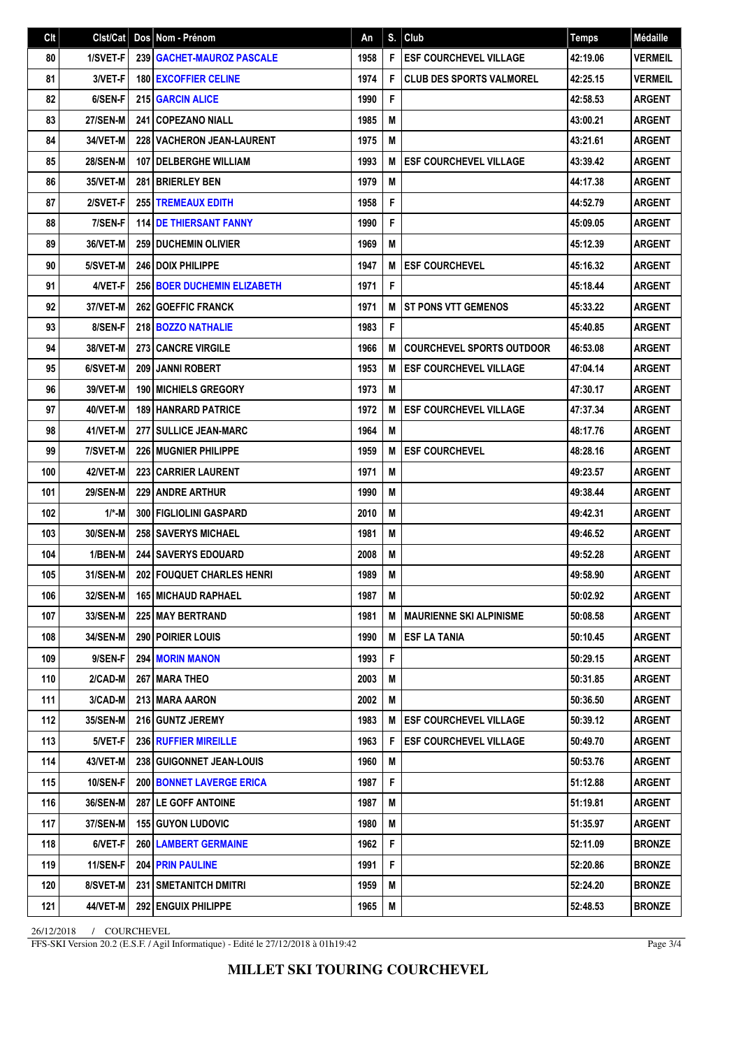| Clt | Clst/Cat | Dos | Nom - Prénom | An | S. | Club | Temps | Médaille |
|---|---|---|---|---|---|---|---|---|
| 80 | 1/SVET-F | 239 | GACHET-MAUROZ PASCALE | 1958 | F | ESF COURCHEVEL VILLAGE | 42:19.06 | VERMEIL |
| 81 | 3/VET-F | 180 | EXCOFFIER CELINE | 1974 | F | CLUB DES SPORTS VALMOREL | 42:25.15 | VERMEIL |
| 82 | 6/SEN-F | 215 | GARCIN ALICE | 1990 | F | | 42:58.53 | ARGENT |
| 83 | 27/SEN-M | 241 | COPEZANO NIALL | 1985 | M | | 43:00.21 | ARGENT |
| 84 | 34/VET-M | 228 | VACHERON JEAN-LAURENT | 1975 | M | | 43:21.61 | ARGENT |
| 85 | 28/SEN-M | 107 | DELBERGHE WILLIAM | 1993 | M | ESF COURCHEVEL VILLAGE | 43:39.42 | ARGENT |
| 86 | 35/VET-M | 281 | BRIERLEY BEN | 1979 | M | | 44:17.38 | ARGENT |
| 87 | 2/SVET-F | 255 | TREMEAUX EDITH | 1958 | F | | 44:52.79 | ARGENT |
| 88 | 7/SEN-F | 114 | DE THIERSANT FANNY | 1990 | F | | 45:09.05 | ARGENT |
| 89 | 36/VET-M | 259 | DUCHEMIN OLIVIER | 1969 | M | | 45:12.39 | ARGENT |
| 90 | 5/SVET-M | 246 | DOIX PHILIPPE | 1947 | M | ESF COURCHEVEL | 45:16.32 | ARGENT |
| 91 | 4/VET-F | 256 | BOER DUCHEMIN ELIZABETH | 1971 | F | | 45:18.44 | ARGENT |
| 92 | 37/VET-M | 262 | GOEFFIC FRANCK | 1971 | M | ST PONS VTT GEMENOS | 45:33.22 | ARGENT |
| 93 | 8/SEN-F | 218 | BOZZO NATHALIE | 1983 | F | | 45:40.85 | ARGENT |
| 94 | 38/VET-M | 273 | CANCRE VIRGILE | 1966 | M | COURCHEVEL SPORTS OUTDOOR | 46:53.08 | ARGENT |
| 95 | 6/SVET-M | 209 | JANNI ROBERT | 1953 | M | ESF COURCHEVEL VILLAGE | 47:04.14 | ARGENT |
| 96 | 39/VET-M | 190 | MICHIELS GREGORY | 1973 | M | | 47:30.17 | ARGENT |
| 97 | 40/VET-M | 189 | HANRARD PATRICE | 1972 | M | ESF COURCHEVEL VILLAGE | 47:37.34 | ARGENT |
| 98 | 41/VET-M | 277 | SULLICE JEAN-MARC | 1964 | M | | 48:17.76 | ARGENT |
| 99 | 7/SVET-M | 226 | MUGNIER PHILIPPE | 1959 | M | ESF COURCHEVEL | 48:28.16 | ARGENT |
| 100 | 42/VET-M | 223 | CARRIER LAURENT | 1971 | M | | 49:23.57 | ARGENT |
| 101 | 29/SEN-M | 229 | ANDRE ARTHUR | 1990 | M | | 49:38.44 | ARGENT |
| 102 | 1/*-M | 300 | FIGLIOLINI GASPARD | 2010 | M | | 49:42.31 | ARGENT |
| 103 | 30/SEN-M | 258 | SAVERYS MICHAEL | 1981 | M | | 49:46.52 | ARGENT |
| 104 | 1/BEN-M | 244 | SAVERYS EDOUARD | 2008 | M | | 49:52.28 | ARGENT |
| 105 | 31/SEN-M | 202 | FOUQUET CHARLES HENRI | 1989 | M | | 49:58.90 | ARGENT |
| 106 | 32/SEN-M | 165 | MICHAUD RAPHAEL | 1987 | M | | 50:02.92 | ARGENT |
| 107 | 33/SEN-M | 225 | MAY BERTRAND | 1981 | M | MAURIENNE SKI ALPINISME | 50:08.58 | ARGENT |
| 108 | 34/SEN-M | 290 | POIRIER LOUIS | 1990 | M | ESF LA TANIA | 50:10.45 | ARGENT |
| 109 | 9/SEN-F | 294 | MORIN MANON | 1993 | F | | 50:29.15 | ARGENT |
| 110 | 2/CAD-M | 267 | MARA THEO | 2003 | M | | 50:31.85 | ARGENT |
| 111 | 3/CAD-M | 213 | MARA AARON | 2002 | M | | 50:36.50 | ARGENT |
| 112 | 35/SEN-M | 216 | GUNTZ JEREMY | 1983 | M | ESF COURCHEVEL VILLAGE | 50:39.12 | ARGENT |
| 113 | 5/VET-F | 236 | RUFFIER MIREILLE | 1963 | F | ESF COURCHEVEL VILLAGE | 50:49.70 | ARGENT |
| 114 | 43/VET-M | 238 | GUIGONNET JEAN-LOUIS | 1960 | M | | 50:53.76 | ARGENT |
| 115 | 10/SEN-F | 200 | BONNET LAVERGE ERICA | 1987 | F | | 51:12.88 | ARGENT |
| 116 | 36/SEN-M | 287 | LE GOFF ANTOINE | 1987 | M | | 51:19.81 | ARGENT |
| 117 | 37/SEN-M | 155 | GUYON LUDOVIC | 1980 | M | | 51:35.97 | ARGENT |
| 118 | 6/VET-F | 260 | LAMBERT GERMAINE | 1962 | F | | 52:11.09 | BRONZE |
| 119 | 11/SEN-F | 204 | PRIN PAULINE | 1991 | F | | 52:20.86 | BRONZE |
| 120 | 8/SVET-M | 231 | SMETANITCH DMITRI | 1959 | M | | 52:24.20 | BRONZE |
| 121 | 44/VET-M | 292 | ENGUIX PHILIPPE | 1965 | M | | 52:48.53 | BRONZE |

26/12/2018 / COURCHEVEL

FFS-SKI Version 20.2 (E.S.F. / Agil Informatique) - Edité le 27/12/2018 à 01h19:42

**MILLET SKI TOURING COURCHEVEL**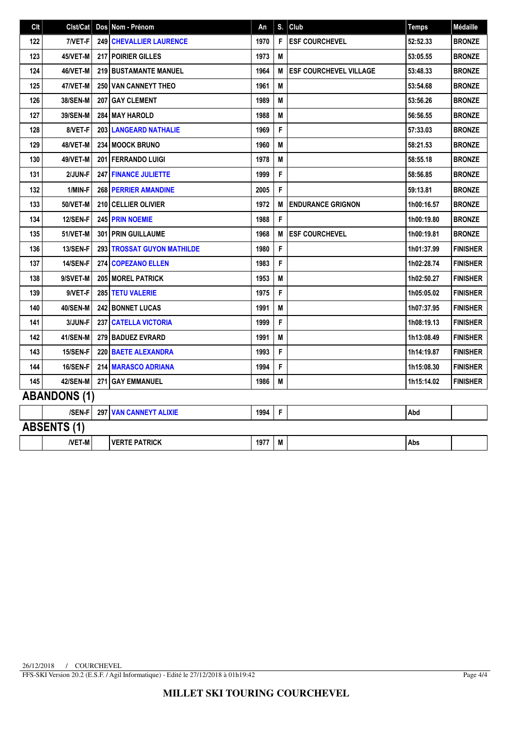| Clt | Clst/Cat | Dos | Nom - Prénom | An | S. | Club | Temps | Médaille |
|---|---|---|---|---|---|---|---|---|
| 122 | 7/VET-F | 249 | CHEVALLIER LAURENCE | 1970 | F | ESF COURCHEVEL | 52:52.33 | BRONZE |
| 123 | 45/VET-M | 217 | POIRIER GILLES | 1973 | M | | 53:05.55 | BRONZE |
| 124 | 46/VET-M | 219 | BUSTAMANTE MANUEL | 1964 | M | ESF COURCHEVEL VILLAGE | 53:48.33 | BRONZE |
| 125 | 47/VET-M | 250 | VAN CANNEYT THEO | 1961 | M | | 53:54.68 | BRONZE |
| 126 | 38/SEN-M | 207 | GAY CLEMENT | 1989 | M | | 53:56.26 | BRONZE |
| 127 | 39/SEN-M | 284 | MAY HAROLD | 1988 | M | | 56:56.55 | BRONZE |
| 128 | 8/VET-F | 203 | LANGEARD NATHALIE | 1969 | F | | 57:33.03 | BRONZE |
| 129 | 48/VET-M | 234 | MOOCK BRUNO | 1960 | M | | 58:21.53 | BRONZE |
| 130 | 49/VET-M | 201 | FERRANDO LUIGI | 1978 | M | | 58:55.18 | BRONZE |
| 131 | 2/JUN-F | 247 | FINANCE JULIETTE | 1999 | F | | 58:56.85 | BRONZE |
| 132 | 1/MIN-F | 268 | PERRIER AMANDINE | 2005 | F | | 59:13.81 | BRONZE |
| 133 | 50/VET-M | 210 | CELLIER OLIVIER | 1972 | M | ENDURANCE GRIGNON | 1h00:16.57 | BRONZE |
| 134 | 12/SEN-F | 245 | PRIN NOEMIE | 1988 | F | | 1h00:19.80 | BRONZE |
| 135 | 51/VET-M | 301 | PRIN GUILLAUME | 1968 | M | ESF COURCHEVEL | 1h00:19.81 | BRONZE |
| 136 | 13/SEN-F | 293 | TROSSAT GUYON MATHILDE | 1980 | F | | 1h01:37.99 | FINISHER |
| 137 | 14/SEN-F | 274 | COPEZANO ELLEN | 1983 | F | | 1h02:28.74 | FINISHER |
| 138 | 9/SVET-M | 205 | MOREL PATRICK | 1953 | M | | 1h02:50.27 | FINISHER |
| 139 | 9/VET-F | 285 | TETU VALERIE | 1975 | F | | 1h05:05.02 | FINISHER |
| 140 | 40/SEN-M | 242 | BONNET LUCAS | 1991 | M | | 1h07:37.95 | FINISHER |
| 141 | 3/JUN-F | 237 | CATELLA VICTORIA | 1999 | F | | 1h08:19.13 | FINISHER |
| 142 | 41/SEN-M | 279 | BADUEZ EVRARD | 1991 | M | | 1h13:08.49 | FINISHER |
| 143 | 15/SEN-F | 220 | BAETE ALEXANDRA | 1993 | F | | 1h14:19.87 | FINISHER |
| 144 | 16/SEN-F | 214 | MARASCO ADRIANA | 1994 | F | | 1h15:08.30 | FINISHER |
| 145 | 42/SEN-M | 271 | GAY EMMANUEL | 1986 | M | | 1h15:14.02 | FINISHER |

## ABANDONS (1)

| Clt | Clst/Cat | Dos | Nom - Prénom | An | S. | Club | Temps | Médaille |
|---|---|---|---|---|---|---|---|---|
| | /SEN-F | 297 | VAN CANNEYT ALIXIE | 1994 | F | | Abd | |

## ABSENTS (1)

| Clt | Clst/Cat | Dos | Nom - Prénom | An | S. | Club | Temps | Médaille |
|---|---|---|---|---|---|---|---|---|
| | /VET-M | | VERTE PATRICK | 1977 | M | | Abs | |

26/12/2018 / COURCHEVEL

FFS-SKI Version 20.2 (E.S.F. / Agil Informatique) - Edité le 27/12/2018 à 01h19:42

**MILLET SKI TOURING COURCHEVEL**